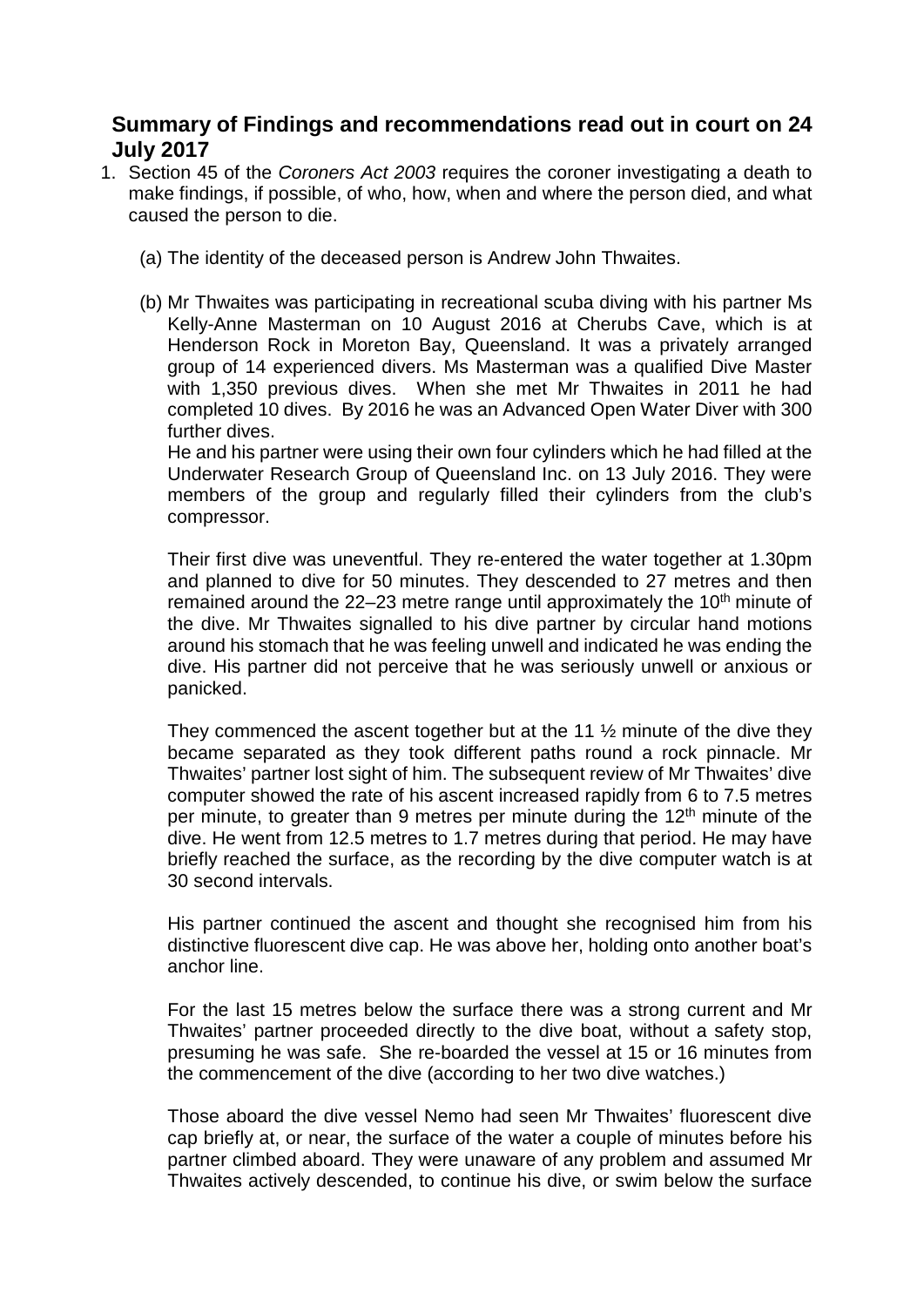## Summary of Findings and recommendations read out in court on 24 July 2017

1. Section 45 of the *Coroners Act 2003* requires the coroner investigating a death to make findings, if possible, of who, how, when and where the person died, and what caused the person to die.

   (a) The identity of the deceased person is Andrew John Thwaites.

   (b) Mr Thwaites was participating in recreational scuba diving with his partner Ms Kelly-Anne Masterman on 10 August 2016 at Cherubs Cave, which is at Henderson Rock in Moreton Bay, Queensland. It was a privately arranged group of 14 experienced divers. Ms Masterman was a qualified Dive Master with 1,350 previous dives. When she met Mr Thwaites in 2011 he had completed 10 dives. By 2016 he was an Advanced Open Water Diver with 300 further dives.
   He and his partner were using their own four cylinders which he had filled at the Underwater Research Group of Queensland Inc. on 13 July 2016. They were members of the group and regularly filled their cylinders from the club's compressor.

   Their first dive was uneventful. They re-entered the water together at 1.30pm and planned to dive for 50 minutes. They descended to 27 metres and then remained around the 22–23 metre range until approximately the 10th minute of the dive. Mr Thwaites signalled to his dive partner by circular hand motions around his stomach that he was feeling unwell and indicated he was ending the dive. His partner did not perceive that he was seriously unwell or anxious or panicked.

   They commenced the ascent together but at the 11 ½ minute of the dive they became separated as they took different paths round a rock pinnacle. Mr Thwaites' partner lost sight of him. The subsequent review of Mr Thwaites' dive computer showed the rate of his ascent increased rapidly from 6 to 7.5 metres per minute, to greater than 9 metres per minute during the 12th minute of the dive. He went from 12.5 metres to 1.7 metres during that period. He may have briefly reached the surface, as the recording by the dive computer watch is at 30 second intervals.

   His partner continued the ascent and thought she recognised him from his distinctive fluorescent dive cap. He was above her, holding onto another boat's anchor line.

   For the last 15 metres below the surface there was a strong current and Mr Thwaites' partner proceeded directly to the dive boat, without a safety stop, presuming he was safe. She re-boarded the vessel at 15 or 16 minutes from the commencement of the dive (according to her two dive watches.)

   Those aboard the dive vessel Nemo had seen Mr Thwaites' fluorescent dive cap briefly at, or near, the surface of the water a couple of minutes before his partner climbed aboard. They were unaware of any problem and assumed Mr Thwaites actively descended, to continue his dive, or swim below the surface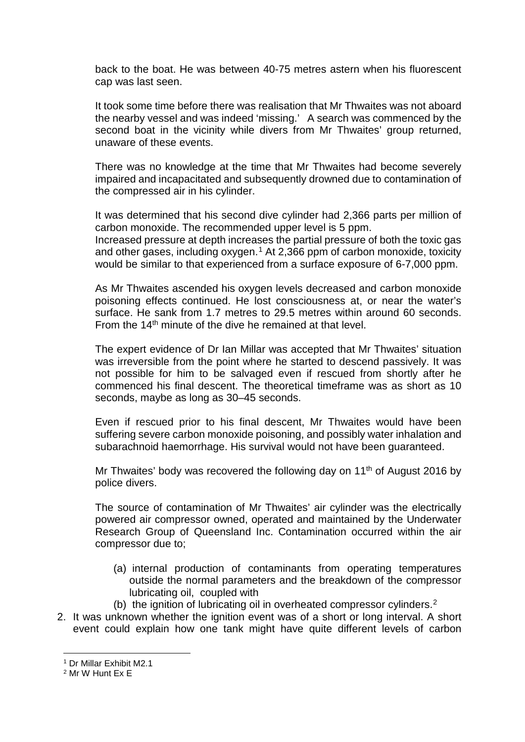back to the boat. He was between 40-75 metres astern when his fluorescent cap was last seen.

It took some time before there was realisation that Mr Thwaites was not aboard the nearby vessel and was indeed 'missing.' A search was commenced by the second boat in the vicinity while divers from Mr Thwaites' group returned, unaware of these events.

There was no knowledge at the time that Mr Thwaites had become severely impaired and incapacitated and subsequently drowned due to contamination of the compressed air in his cylinder.

It was determined that his second dive cylinder had 2,366 parts per million of carbon monoxide. The recommended upper level is 5 ppm.
Increased pressure at depth increases the partial pressure of both the toxic gas and other gases, including oxygen.[1] At 2,366 ppm of carbon monoxide, toxicity would be similar to that experienced from a surface exposure of 6-7,000 ppm.

As Mr Thwaites ascended his oxygen levels decreased and carbon monoxide poisoning effects continued. He lost consciousness at, or near the water's surface. He sank from 1.7 metres to 29.5 metres within around 60 seconds. From the 14th minute of the dive he remained at that level.

The expert evidence of Dr Ian Millar was accepted that Mr Thwaites' situation was irreversible from the point where he started to descend passively. It was not possible for him to be salvaged even if rescued from shortly after he commenced his final descent. The theoretical timeframe was as short as 10 seconds, maybe as long as 30–45 seconds.

Even if rescued prior to his final descent, Mr Thwaites would have been suffering severe carbon monoxide poisoning, and possibly water inhalation and subarachnoid haemorrhage. His survival would not have been guaranteed.

Mr Thwaites' body was recovered the following day on 11th of August 2016 by police divers.

The source of contamination of Mr Thwaites' air cylinder was the electrically powered air compressor owned, operated and maintained by the Underwater Research Group of Queensland Inc. Contamination occurred within the air compressor due to;

(a) internal production of contaminants from operating temperatures outside the normal parameters and the breakdown of the compressor lubricating oil, coupled with
(b) the ignition of lubricating oil in overheated compressor cylinders.[2]

2. It was unknown whether the ignition event was of a short or long interval. A short event could explain how one tank might have quite different levels of carbon

[1] Dr Millar Exhibit M2.1
[2] Mr W Hunt Ex E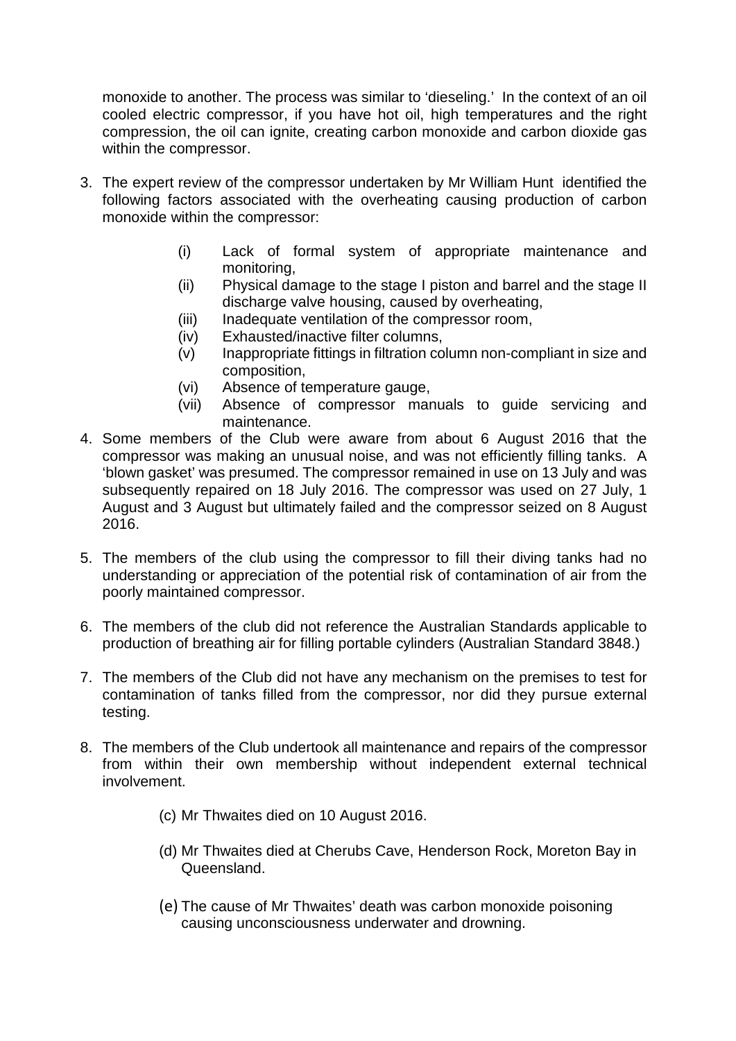monoxide to another. The process was similar to 'dieseling.' In the context of an oil cooled electric compressor, if you have hot oil, high temperatures and the right compression, the oil can ignite, creating carbon monoxide and carbon dioxide gas within the compressor.

3. The expert review of the compressor undertaken by Mr William Hunt identified the following factors associated with the overheating causing production of carbon monoxide within the compressor:

   (i) Lack of formal system of appropriate maintenance and monitoring,
   (ii) Physical damage to the stage I piston and barrel and the stage II discharge valve housing, caused by overheating,
   (iii) Inadequate ventilation of the compressor room,
   (iv) Exhausted/inactive filter columns,
   (v) Inappropriate fittings in filtration column non-compliant in size and composition,
   (vi) Absence of temperature gauge,
   (vii) Absence of compressor manuals to guide servicing and maintenance.

4. Some members of the Club were aware from about 6 August 2016 that the compressor was making an unusual noise, and was not efficiently filling tanks. A 'blown gasket' was presumed. The compressor remained in use on 13 July and was subsequently repaired on 18 July 2016. The compressor was used on 27 July, 1 August and 3 August but ultimately failed and the compressor seized on 8 August 2016.

5. The members of the club using the compressor to fill their diving tanks had no understanding or appreciation of the potential risk of contamination of air from the poorly maintained compressor.

6. The members of the club did not reference the Australian Standards applicable to production of breathing air for filling portable cylinders (Australian Standard 3848.)

7. The members of the Club did not have any mechanism on the premises to test for contamination of tanks filled from the compressor, nor did they pursue external testing.

8. The members of the Club undertook all maintenance and repairs of the compressor from within their own membership without independent external technical involvement.

(c) Mr Thwaites died on 10 August 2016.

(d) Mr Thwaites died at Cherubs Cave, Henderson Rock, Moreton Bay in Queensland.

(e) The cause of Mr Thwaites' death was carbon monoxide poisoning causing unconsciousness underwater and drowning.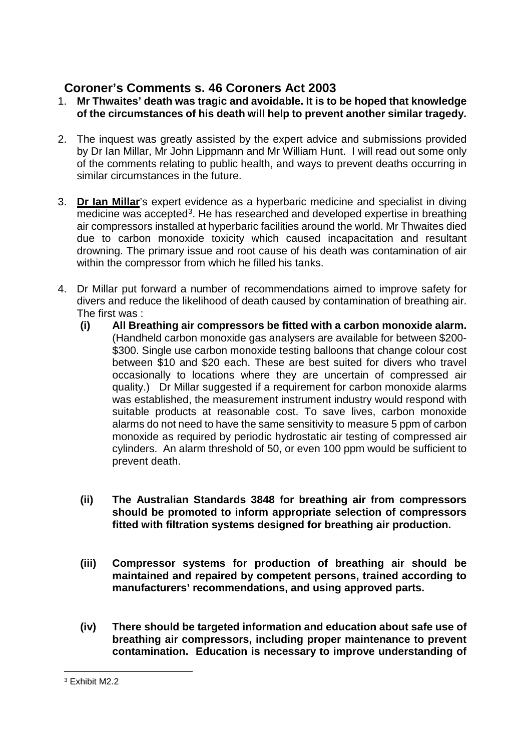## Coroner's Comments s. 46 Coroners Act 2003

1. **Mr Thwaites' death was tragic and avoidable. It is to be hoped that knowledge of the circumstances of his death will help to prevent another similar tragedy.**

2. The inquest was greatly assisted by the expert advice and submissions provided by Dr Ian Millar, Mr John Lippmann and Mr William Hunt. I will read out some only of the comments relating to public health, and ways to prevent deaths occurring in similar circumstances in the future.

3. **Dr Ian Millar**'s expert evidence as a hyperbaric medicine and specialist in diving medicine was accepted[3]. He has researched and developed expertise in breathing air compressors installed at hyperbaric facilities around the world. Mr Thwaites died due to carbon monoxide toxicity which caused incapacitation and resultant drowning. The primary issue and root cause of his death was contamination of air within the compressor from which he filled his tanks.

4. Dr Millar put forward a number of recommendations aimed to improve safety for divers and reduce the likelihood of death caused by contamination of breathing air. The first was :

   **(i) All Breathing air compressors be fitted with a carbon monoxide alarm.** (Handheld carbon monoxide gas analysers are available for between $200-$300. Single use carbon monoxide testing balloons that change colour cost between $10 and $20 each. These are best suited for divers who travel occasionally to locations where they are uncertain of compressed air quality.) Dr Millar suggested if a requirement for carbon monoxide alarms was established, the measurement instrument industry would respond with suitable products at reasonable cost. To save lives, carbon monoxide alarms do not need to have the same sensitivity to measure 5 ppm of carbon monoxide as required by periodic hydrostatic air testing of compressed air cylinders. An alarm threshold of 50, or even 100 ppm would be sufficient to prevent death.

   **(ii) The Australian Standards 3848 for breathing air from compressors should be promoted to inform appropriate selection of compressors fitted with filtration systems designed for breathing air production.**

   **(iii) Compressor systems for production of breathing air should be maintained and repaired by competent persons, trained according to manufacturers' recommendations, and using approved parts.**

   **(iv) There should be targeted information and education about safe use of breathing air compressors, including proper maintenance to prevent contamination. Education is necessary to improve understanding of**

[3] Exhibit M2.2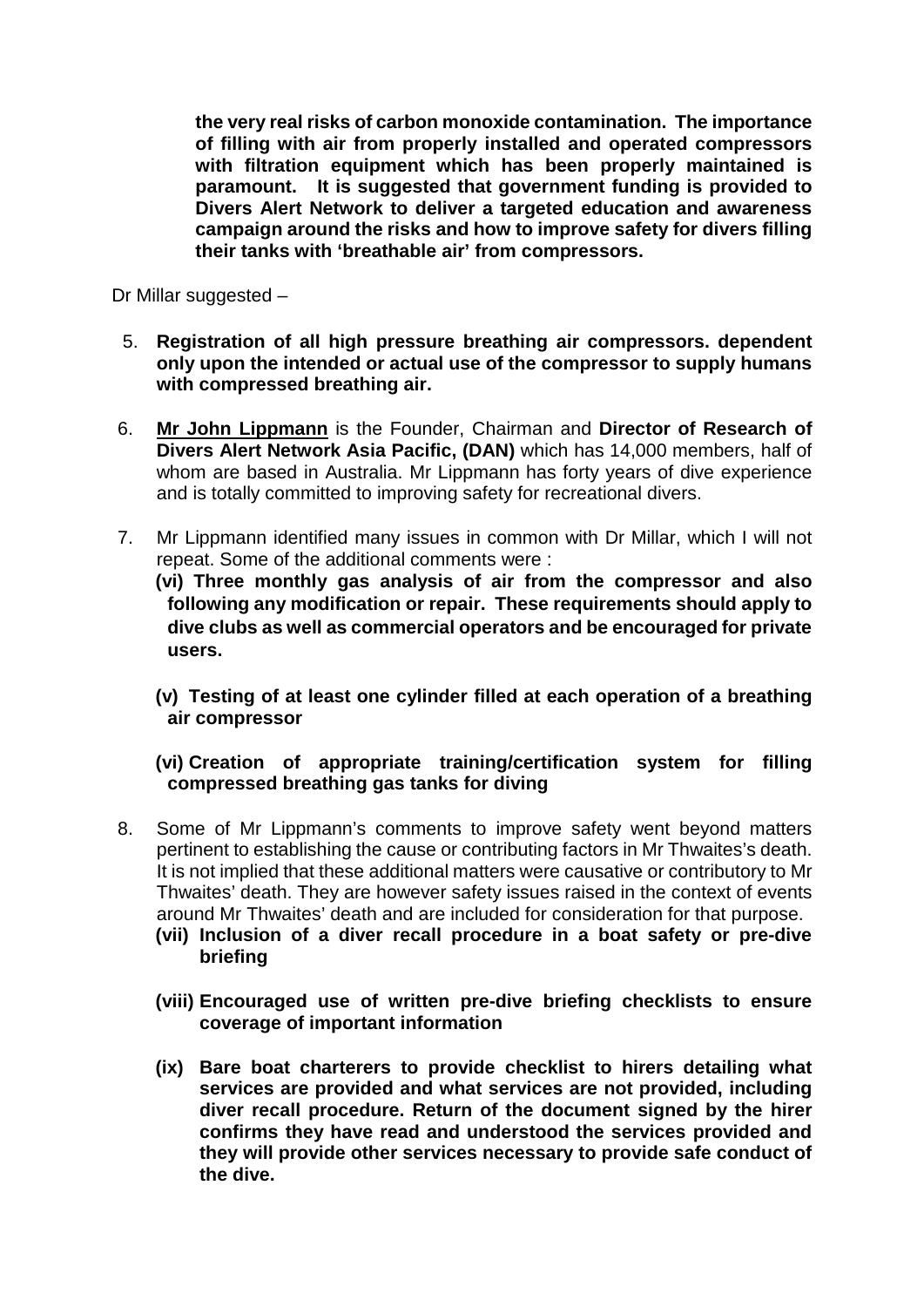**the very real risks of carbon monoxide contamination. The importance of filling with air from properly installed and operated compressors with filtration equipment which has been properly maintained is paramount. It is suggested that government funding is provided to Divers Alert Network to deliver a targeted education and awareness campaign around the risks and how to improve safety for divers filling their tanks with 'breathable air' from compressors.**

Dr Millar suggested –

5. **Registration of all high pressure breathing air compressors. dependent only upon the intended or actual use of the compressor to supply humans with compressed breathing air.**

6. **Mr John Lippmann** is the Founder, Chairman and **Director of Research of Divers Alert Network Asia Pacific, (DAN)** which has 14,000 members, half of whom are based in Australia. Mr Lippmann has forty years of dive experience and is totally committed to improving safety for recreational divers.

7. Mr Lippmann identified many issues in common with Dr Millar, which I will not repeat. Some of the additional comments were :

   **(vi) Three monthly gas analysis of air from the compressor and also following any modification or repair. These requirements should apply to dive clubs as well as commercial operators and be encouraged for private users.**

   **(v) Testing of at least one cylinder filled at each operation of a breathing air compressor**

   **(vi) Creation of appropriate training/certification system for filling compressed breathing gas tanks for diving**

8. Some of Mr Lippmann's comments to improve safety went beyond matters pertinent to establishing the cause or contributing factors in Mr Thwaites's death. It is not implied that these additional matters were causative or contributory to Mr Thwaites' death. They are however safety issues raised in the context of events around Mr Thwaites' death and are included for consideration for that purpose.

   **(vii) Inclusion of a diver recall procedure in a boat safety or pre-dive briefing**

   **(viii) Encouraged use of written pre-dive briefing checklists to ensure coverage of important information**

   **(ix) Bare boat charterers to provide checklist to hirers detailing what services are provided and what services are not provided, including diver recall procedure. Return of the document signed by the hirer confirms they have read and understood the services provided and they will provide other services necessary to provide safe conduct of the dive.**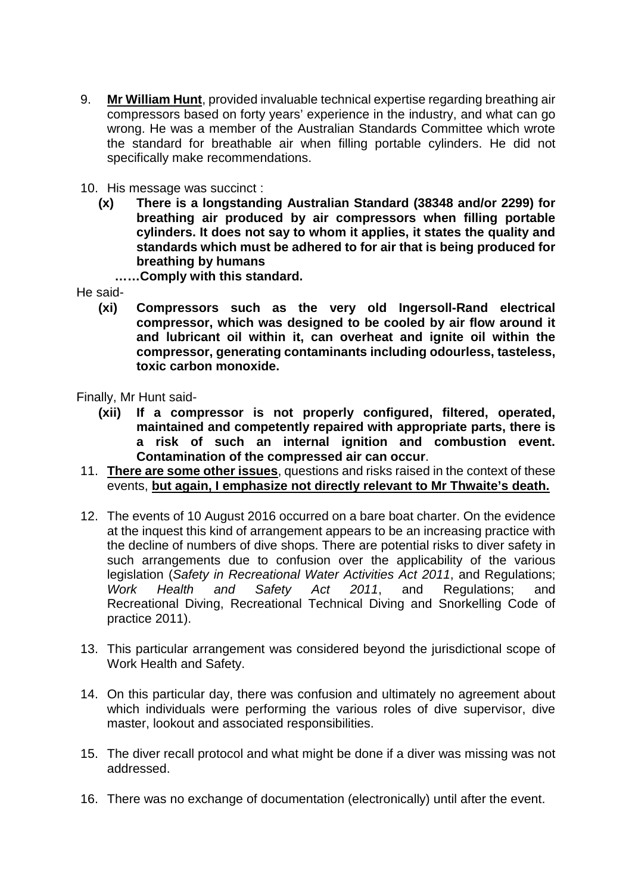9. **<u>Mr William Hunt</u>**, provided invaluable technical expertise regarding breathing air compressors based on forty years' experience in the industry, and what can go wrong. He was a member of the Australian Standards Committee which wrote the standard for breathable air when filling portable cylinders. He did not specifically make recommendations.

10. His message was succinct :

    **(x) There is a longstanding Australian Standard (38348 and/or 2299) for breathing air produced by air compressors when filling portable cylinders. It does not say to whom it applies, it states the quality and standards which must be adhered to for air that is being produced for breathing by humans**

    **……Comply with this standard.**

He said-

**(xi) Compressors such as the very old Ingersoll-Rand electrical compressor, which was designed to be cooled by air flow around it and lubricant oil within it, can overheat and ignite oil within the compressor, generating contaminants including odourless, tasteless, toxic carbon monoxide.**

Finally, Mr Hunt said-

**(xii) If a compressor is not properly configured, filtered, operated, maintained and competently repaired with appropriate parts, there is a risk of such an internal ignition and combustion event. Contamination of the compressed air can occur**.

11. **<u>There are some other issues</u>**, questions and risks raised in the context of these events, **<u>but again, I emphasize not directly relevant to Mr Thwaite's death.</u>**

12. The events of 10 August 2016 occurred on a bare boat charter. On the evidence at the inquest this kind of arrangement appears to be an increasing practice with the decline of numbers of dive shops. There are potential risks to diver safety in such arrangements due to confusion over the applicability of the various legislation (*Safety in Recreational Water Activities Act 2011*, and Regulations; *Work Health and Safety Act 2011*, and Regulations; and Recreational Diving, Recreational Technical Diving and Snorkelling Code of practice 2011).

13. This particular arrangement was considered beyond the jurisdictional scope of Work Health and Safety.

14. On this particular day, there was confusion and ultimately no agreement about which individuals were performing the various roles of dive supervisor, dive master, lookout and associated responsibilities.

15. The diver recall protocol and what might be done if a diver was missing was not addressed.

16. There was no exchange of documentation (electronically) until after the event.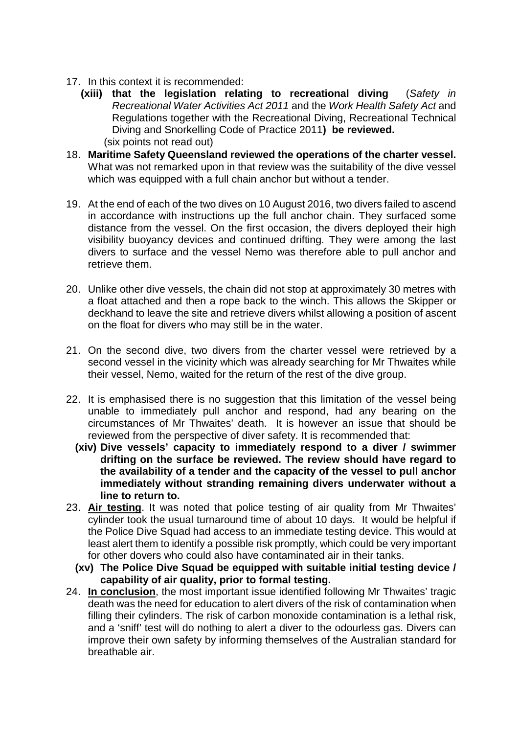17. In this context it is recommended:
    **(xiii) that the legislation relating to recreational diving** (*Safety in Recreational Water Activities Act 2011* and the *Work Health Safety Act* and Regulations together with the Recreational Diving, Recreational Technical Diving and Snorkelling Code of Practice 2011**) be reviewed.**
    (six points not read out)

18. **Maritime Safety Queensland reviewed the operations of the charter vessel.** What was not remarked upon in that review was the suitability of the dive vessel which was equipped with a full chain anchor but without a tender.

19. At the end of each of the two dives on 10 August 2016, two divers failed to ascend in accordance with instructions up the full anchor chain. They surfaced some distance from the vessel. On the first occasion, the divers deployed their high visibility buoyancy devices and continued drifting. They were among the last divers to surface and the vessel Nemo was therefore able to pull anchor and retrieve them.

20. Unlike other dive vessels, the chain did not stop at approximately 30 metres with a float attached and then a rope back to the winch. This allows the Skipper or deckhand to leave the site and retrieve divers whilst allowing a position of ascent on the float for divers who may still be in the water.

21. On the second dive, two divers from the charter vessel were retrieved by a second vessel in the vicinity which was already searching for Mr Thwaites while their vessel, Nemo, waited for the return of the rest of the dive group.

22. It is emphasised there is no suggestion that this limitation of the vessel being unable to immediately pull anchor and respond, had any bearing on the circumstances of Mr Thwaites' death. It is however an issue that should be reviewed from the perspective of diver safety. It is recommended that:
    **(xiv) Dive vessels' capacity to immediately respond to a diver / swimmer drifting on the surface be reviewed. The review should have regard to the availability of a tender and the capacity of the vessel to pull anchor immediately without stranding remaining divers underwater without a line to return to.**

23. **Air testing**. It was noted that police testing of air quality from Mr Thwaites' cylinder took the usual turnaround time of about 10 days. It would be helpful if the Police Dive Squad had access to an immediate testing device. This would at least alert them to identify a possible risk promptly, which could be very important for other dovers who could also have contaminated air in their tanks.
    **(xv) The Police Dive Squad be equipped with suitable initial testing device / capability of air quality, prior to formal testing.**

24. **In conclusion**, the most important issue identified following Mr Thwaites' tragic death was the need for education to alert divers of the risk of contamination when filling their cylinders. The risk of carbon monoxide contamination is a lethal risk, and a 'sniff' test will do nothing to alert a diver to the odourless gas. Divers can improve their own safety by informing themselves of the Australian standard for breathable air.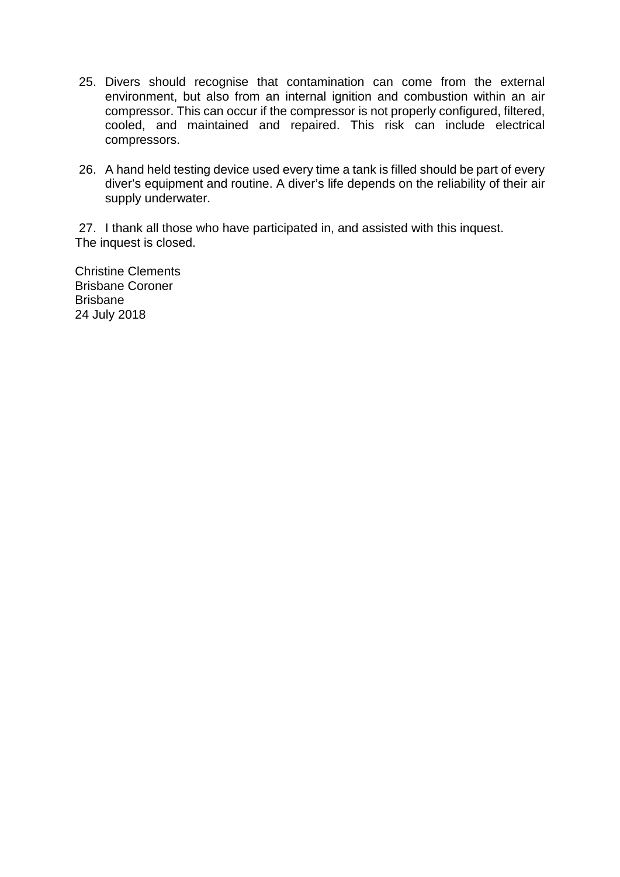25. Divers should recognise that contamination can come from the external environment, but also from an internal ignition and combustion within an air compressor. This can occur if the compressor is not properly configured, filtered, cooled, and maintained and repaired. This risk can include electrical compressors.

26. A hand held testing device used every time a tank is filled should be part of every diver's equipment and routine. A diver's life depends on the reliability of their air supply underwater.

27. I thank all those who have participated in, and assisted with this inquest.

The inquest is closed.

Christine Clements
Brisbane Coroner
Brisbane
24 July 2018